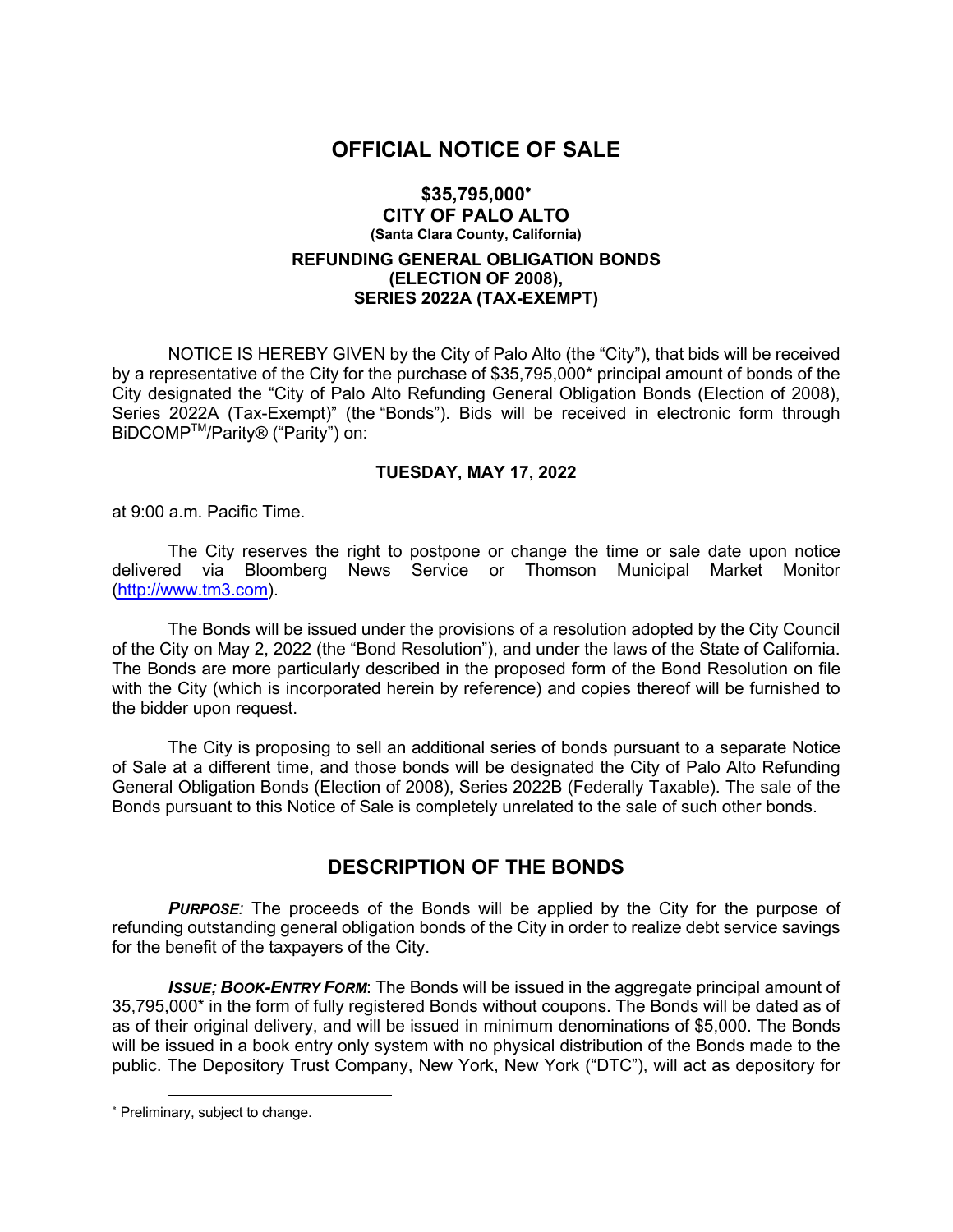# OFFICIAL NOTICE OF SALE

## $35,795,000*
## CITY OF PALO ALTO
### (Santa Clara County, California)
### REFUNDING GENERAL OBLIGATION BONDS (ELECTION OF 2008), SERIES 2022A (TAX-EXEMPT)

NOTICE IS HEREBY GIVEN by the City of Palo Alto (the "City"), that bids will be received by a representative of the City for the purchase of $35,795,000* principal amount of bonds of the City designated the "City of Palo Alto Refunding General Obligation Bonds (Election of 2008), Series 2022A (Tax-Exempt)" (the "Bonds"). Bids will be received in electronic form through BiDCOMP™/Parity® ("Parity") on:

**TUESDAY, MAY 17, 2022**

at 9:00 a.m. Pacific Time.

The City reserves the right to postpone or change the time or sale date upon notice delivered via Bloomberg News Service or Thomson Municipal Market Monitor (http://www.tm3.com).

The Bonds will be issued under the provisions of a resolution adopted by the City Council of the City on May 2, 2022 (the "Bond Resolution"), and under the laws of the State of California. The Bonds are more particularly described in the proposed form of the Bond Resolution on file with the City (which is incorporated herein by reference) and copies thereof will be furnished to the bidder upon request.

The City is proposing to sell an additional series of bonds pursuant to a separate Notice of Sale at a different time, and those bonds will be designated the City of Palo Alto Refunding General Obligation Bonds (Election of 2008), Series 2022B (Federally Taxable). The sale of the Bonds pursuant to this Notice of Sale is completely unrelated to the sale of such other bonds.

## DESCRIPTION OF THE BONDS

***PURPOSE**:* The proceeds of the Bonds will be applied by the City for the purpose of refunding outstanding general obligation bonds of the City in order to realize debt service savings for the benefit of the taxpayers of the City.

***ISSUE; BOOK-ENTRY FORM***: The Bonds will be issued in the aggregate principal amount of 35,795,000* in the form of fully registered Bonds without coupons. The Bonds will be dated as of as of their original delivery, and will be issued in minimum denominations of $5,000. The Bonds will be issued in a book entry only system with no physical distribution of the Bonds made to the public. The Depository Trust Company, New York, New York ("DTC"), will act as depository for

---

\* Preliminary, subject to change.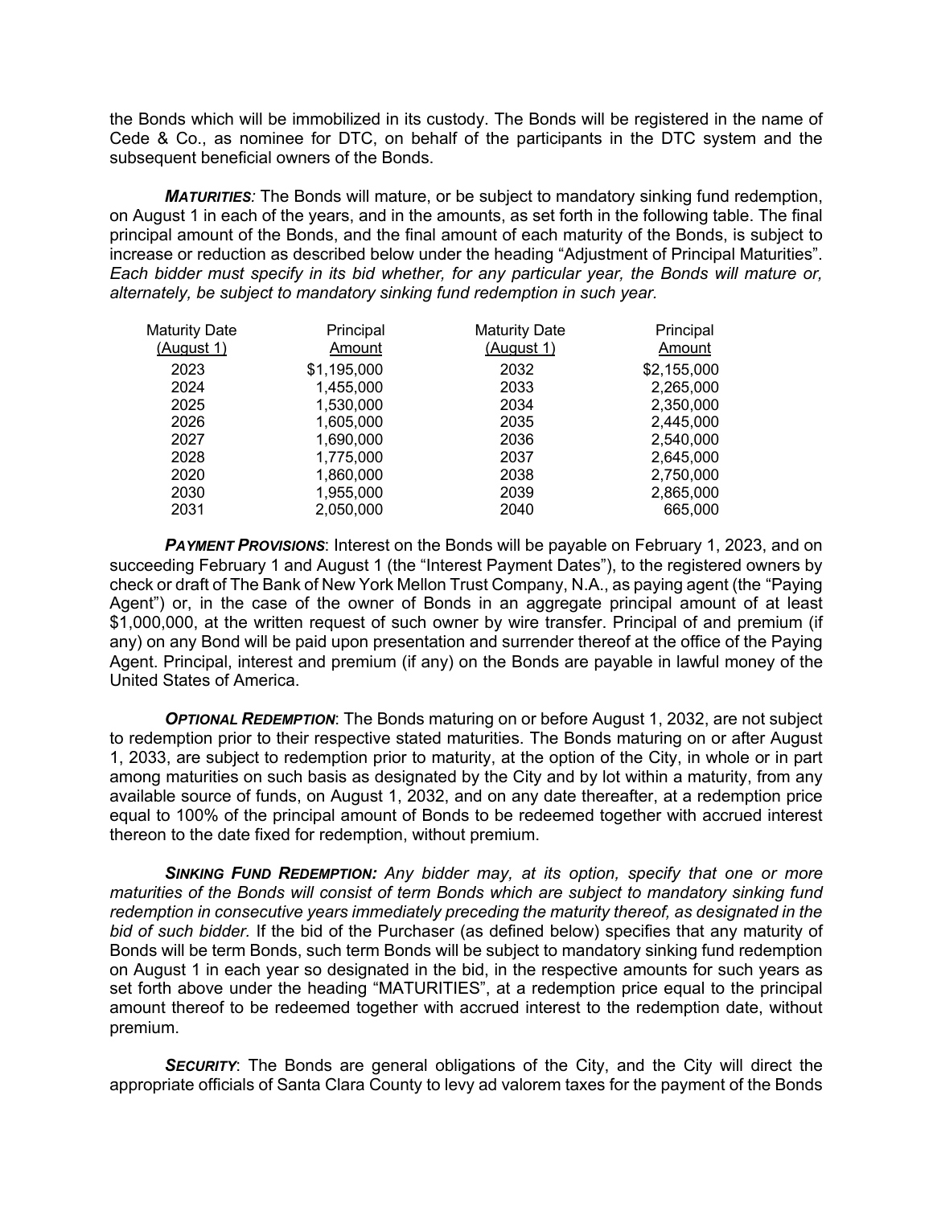the Bonds which will be immobilized in its custody. The Bonds will be registered in the name of Cede & Co., as nominee for DTC, on behalf of the participants in the DTC system and the subsequent beneficial owners of the Bonds.

***MATURITIES**:* The Bonds will mature, or be subject to mandatory sinking fund redemption, on August 1 in each of the years, and in the amounts, as set forth in the following table. The final principal amount of the Bonds, and the final amount of each maturity of the Bonds, is subject to increase or reduction as described below under the heading "Adjustment of Principal Maturities". *Each bidder must specify in its bid whether, for any particular year, the Bonds will mature or, alternately, be subject to mandatory sinking fund redemption in such year.*

| Maturity Date (August 1) | Principal Amount | Maturity Date (August 1) | Principal Amount |
|---|---|---|---|
| 2023 | $1,195,000 | 2032 | $2,155,000 |
| 2024 | 1,455,000 | 2033 | 2,265,000 |
| 2025 | 1,530,000 | 2034 | 2,350,000 |
| 2026 | 1,605,000 | 2035 | 2,445,000 |
| 2027 | 1,690,000 | 2036 | 2,540,000 |
| 2028 | 1,775,000 | 2037 | 2,645,000 |
| 2020 | 1,860,000 | 2038 | 2,750,000 |
| 2030 | 1,955,000 | 2039 | 2,865,000 |
| 2031 | 2,050,000 | 2040 | 665,000 |

***PAYMENT PROVISIONS***: Interest on the Bonds will be payable on February 1, 2023, and on succeeding February 1 and August 1 (the "Interest Payment Dates"), to the registered owners by check or draft of The Bank of New York Mellon Trust Company, N.A., as paying agent (the "Paying Agent") or, in the case of the owner of Bonds in an aggregate principal amount of at least $1,000,000, at the written request of such owner by wire transfer. Principal of and premium (if any) on any Bond will be paid upon presentation and surrender thereof at the office of the Paying Agent. Principal, interest and premium (if any) on the Bonds are payable in lawful money of the United States of America.

***OPTIONAL REDEMPTION***: The Bonds maturing on or before August 1, 2032, are not subject to redemption prior to their respective stated maturities. The Bonds maturing on or after August 1, 2033, are subject to redemption prior to maturity, at the option of the City, in whole or in part among maturities on such basis as designated by the City and by lot within a maturity, from any available source of funds, on August 1, 2032, and on any date thereafter, at a redemption price equal to 100% of the principal amount of Bonds to be redeemed together with accrued interest thereon to the date fixed for redemption, without premium.

***SINKING FUND REDEMPTION:*** *Any bidder may, at its option, specify that one or more maturities of the Bonds will consist of term Bonds which are subject to mandatory sinking fund redemption in consecutive years immediately preceding the maturity thereof, as designated in the bid of such bidder.* If the bid of the Purchaser (as defined below) specifies that any maturity of Bonds will be term Bonds, such term Bonds will be subject to mandatory sinking fund redemption on August 1 in each year so designated in the bid, in the respective amounts for such years as set forth above under the heading "MATURITIES", at a redemption price equal to the principal amount thereof to be redeemed together with accrued interest to the redemption date, without premium.

***SECURITY***: The Bonds are general obligations of the City, and the City will direct the appropriate officials of Santa Clara County to levy ad valorem taxes for the payment of the Bonds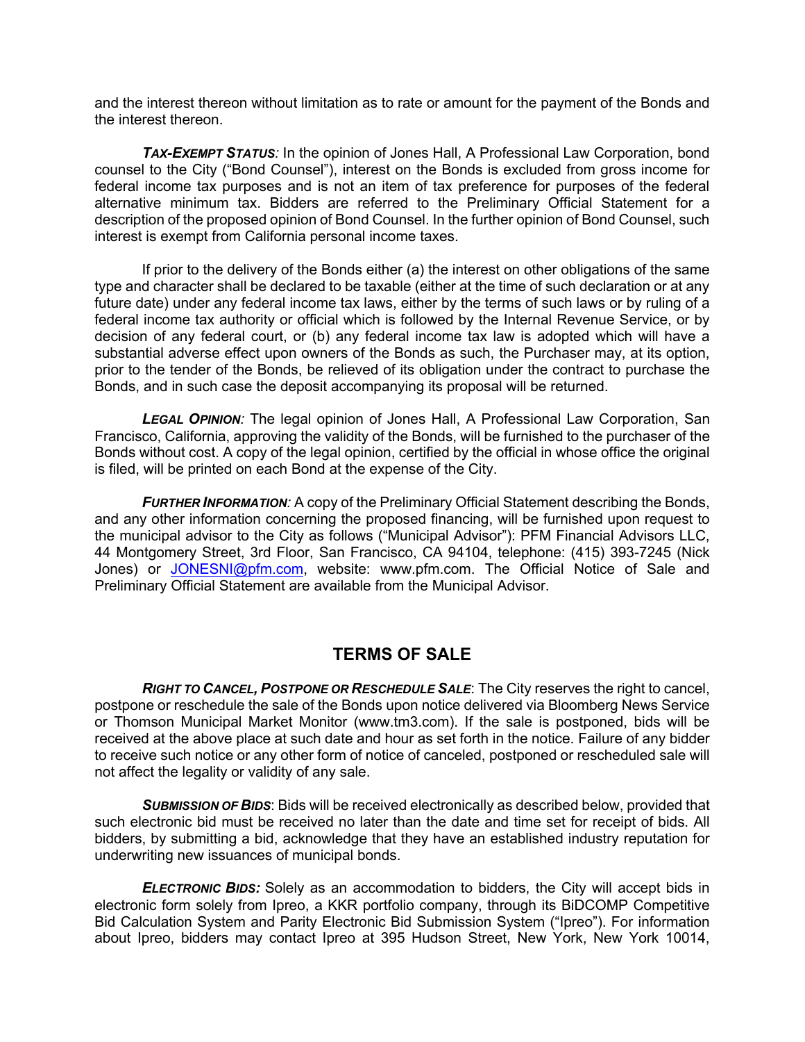and the interest thereon without limitation as to rate or amount for the payment of the Bonds and the interest thereon.

***TAX-EXEMPT STATUS:*** In the opinion of Jones Hall, A Professional Law Corporation, bond counsel to the City ("Bond Counsel"), interest on the Bonds is excluded from gross income for federal income tax purposes and is not an item of tax preference for purposes of the federal alternative minimum tax. Bidders are referred to the Preliminary Official Statement for a description of the proposed opinion of Bond Counsel. In the further opinion of Bond Counsel, such interest is exempt from California personal income taxes.

If prior to the delivery of the Bonds either (a) the interest on other obligations of the same type and character shall be declared to be taxable (either at the time of such declaration or at any future date) under any federal income tax laws, either by the terms of such laws or by ruling of a federal income tax authority or official which is followed by the Internal Revenue Service, or by decision of any federal court, or (b) any federal income tax law is adopted which will have a substantial adverse effect upon owners of the Bonds as such, the Purchaser may, at its option, prior to the tender of the Bonds, be relieved of its obligation under the contract to purchase the Bonds, and in such case the deposit accompanying its proposal will be returned.

***LEGAL OPINION:*** The legal opinion of Jones Hall, A Professional Law Corporation, San Francisco, California, approving the validity of the Bonds, will be furnished to the purchaser of the Bonds without cost. A copy of the legal opinion, certified by the official in whose office the original is filed, will be printed on each Bond at the expense of the City.

***FURTHER INFORMATION:*** A copy of the Preliminary Official Statement describing the Bonds, and any other information concerning the proposed financing, will be furnished upon request to the municipal advisor to the City as follows ("Municipal Advisor"): PFM Financial Advisors LLC, 44 Montgomery Street, 3rd Floor, San Francisco, CA 94104, telephone: (415) 393-7245 (Nick Jones) or JONESNI@pfm.com, website: www.pfm.com. The Official Notice of Sale and Preliminary Official Statement are available from the Municipal Advisor.

## TERMS OF SALE

***RIGHT TO CANCEL, POSTPONE OR RESCHEDULE SALE***: The City reserves the right to cancel, postpone or reschedule the sale of the Bonds upon notice delivered via Bloomberg News Service or Thomson Municipal Market Monitor (www.tm3.com). If the sale is postponed, bids will be received at the above place at such date and hour as set forth in the notice. Failure of any bidder to receive such notice or any other form of notice of canceled, postponed or rescheduled sale will not affect the legality or validity of any sale.

***SUBMISSION OF BIDS***: Bids will be received electronically as described below, provided that such electronic bid must be received no later than the date and time set for receipt of bids. All bidders, by submitting a bid, acknowledge that they have an established industry reputation for underwriting new issuances of municipal bonds.

***ELECTRONIC BIDS:*** Solely as an accommodation to bidders, the City will accept bids in electronic form solely from Ipreo, a KKR portfolio company, through its BiDCOMP Competitive Bid Calculation System and Parity Electronic Bid Submission System ("Ipreo"). For information about Ipreo, bidders may contact Ipreo at 395 Hudson Street, New York, New York 10014,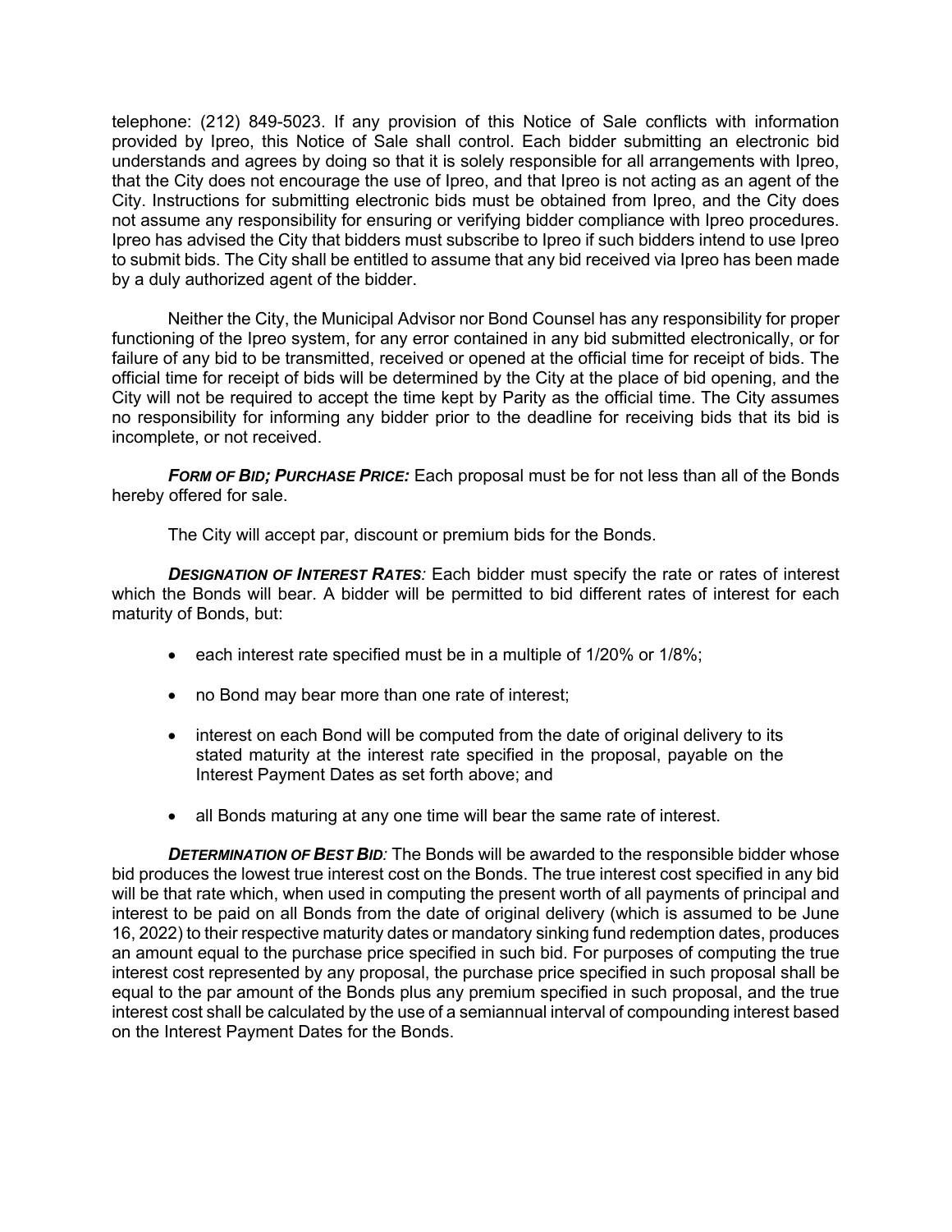telephone: (212) 849-5023. If any provision of this Notice of Sale conflicts with information provided by Ipreo, this Notice of Sale shall control. Each bidder submitting an electronic bid understands and agrees by doing so that it is solely responsible for all arrangements with Ipreo, that the City does not encourage the use of Ipreo, and that Ipreo is not acting as an agent of the City. Instructions for submitting electronic bids must be obtained from Ipreo, and the City does not assume any responsibility for ensuring or verifying bidder compliance with Ipreo procedures. Ipreo has advised the City that bidders must subscribe to Ipreo if such bidders intend to use Ipreo to submit bids. The City shall be entitled to assume that any bid received via Ipreo has been made by a duly authorized agent of the bidder.

Neither the City, the Municipal Advisor nor Bond Counsel has any responsibility for proper functioning of the Ipreo system, for any error contained in any bid submitted electronically, or for failure of any bid to be transmitted, received or opened at the official time for receipt of bids. The official time for receipt of bids will be determined by the City at the place of bid opening, and the City will not be required to accept the time kept by Parity as the official time. The City assumes no responsibility for informing any bidder prior to the deadline for receiving bids that its bid is incomplete, or not received.

***FORM OF BID; PURCHASE PRICE:*** Each proposal must be for not less than all of the Bonds hereby offered for sale.

The City will accept par, discount or premium bids for the Bonds.

***DESIGNATION OF INTEREST RATES:*** Each bidder must specify the rate or rates of interest which the Bonds will bear. A bidder will be permitted to bid different rates of interest for each maturity of Bonds, but:

- each interest rate specified must be in a multiple of 1/20% or 1/8%;
- no Bond may bear more than one rate of interest;
- interest on each Bond will be computed from the date of original delivery to its stated maturity at the interest rate specified in the proposal, payable on the Interest Payment Dates as set forth above; and
- all Bonds maturing at any one time will bear the same rate of interest.

***DETERMINATION OF BEST BID:*** The Bonds will be awarded to the responsible bidder whose bid produces the lowest true interest cost on the Bonds. The true interest cost specified in any bid will be that rate which, when used in computing the present worth of all payments of principal and interest to be paid on all Bonds from the date of original delivery (which is assumed to be June 16, 2022) to their respective maturity dates or mandatory sinking fund redemption dates, produces an amount equal to the purchase price specified in such bid. For purposes of computing the true interest cost represented by any proposal, the purchase price specified in such proposal shall be equal to the par amount of the Bonds plus any premium specified in such proposal, and the true interest cost shall be calculated by the use of a semiannual interval of compounding interest based on the Interest Payment Dates for the Bonds.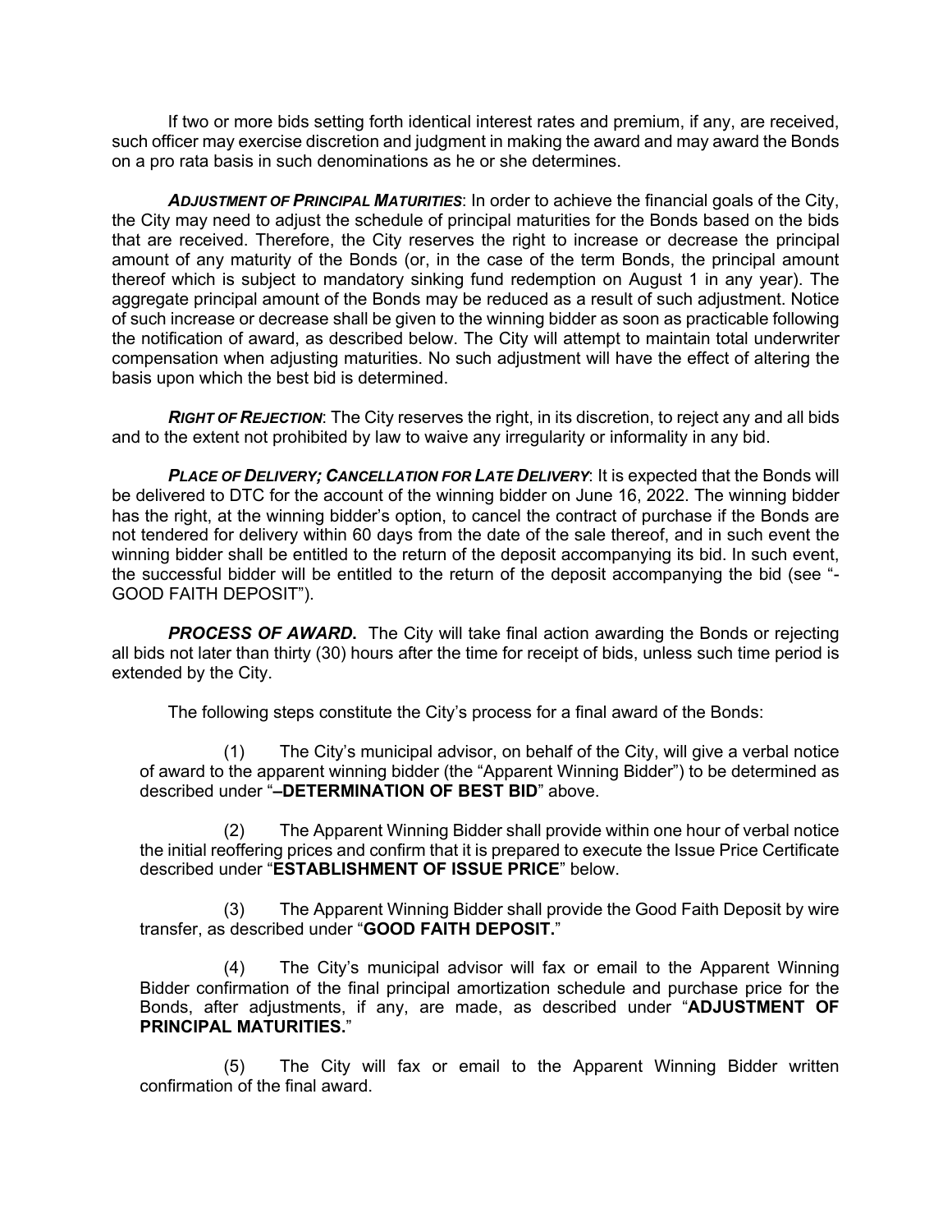If two or more bids setting forth identical interest rates and premium, if any, are received, such officer may exercise discretion and judgment in making the award and may award the Bonds on a pro rata basis in such denominations as he or she determines.

***ADJUSTMENT OF PRINCIPAL MATURITIES***: In order to achieve the financial goals of the City, the City may need to adjust the schedule of principal maturities for the Bonds based on the bids that are received. Therefore, the City reserves the right to increase or decrease the principal amount of any maturity of the Bonds (or, in the case of the term Bonds, the principal amount thereof which is subject to mandatory sinking fund redemption on August 1 in any year). The aggregate principal amount of the Bonds may be reduced as a result of such adjustment. Notice of such increase or decrease shall be given to the winning bidder as soon as practicable following the notification of award, as described below. The City will attempt to maintain total underwriter compensation when adjusting maturities. No such adjustment will have the effect of altering the basis upon which the best bid is determined.

***RIGHT OF REJECTION***: The City reserves the right, in its discretion, to reject any and all bids and to the extent not prohibited by law to waive any irregularity or informality in any bid.

***PLACE OF DELIVERY; CANCELLATION FOR LATE DELIVERY***: It is expected that the Bonds will be delivered to DTC for the account of the winning bidder on June 16, 2022. The winning bidder has the right, at the winning bidder's option, to cancel the contract of purchase if the Bonds are not tendered for delivery within 60 days from the date of the sale thereof, and in such event the winning bidder shall be entitled to the return of the deposit accompanying its bid. In such event, the successful bidder will be entitled to the return of the deposit accompanying the bid (see "-GOOD FAITH DEPOSIT").

***PROCESS OF AWARD.*** The City will take final action awarding the Bonds or rejecting all bids not later than thirty (30) hours after the time for receipt of bids, unless such time period is extended by the City.

The following steps constitute the City's process for a final award of the Bonds:

(1) The City's municipal advisor, on behalf of the City, will give a verbal notice of award to the apparent winning bidder (the "Apparent Winning Bidder") to be determined as described under "**–DETERMINATION OF BEST BID**" above.

(2) The Apparent Winning Bidder shall provide within one hour of verbal notice the initial reoffering prices and confirm that it is prepared to execute the Issue Price Certificate described under "**ESTABLISHMENT OF ISSUE PRICE**" below.

(3) The Apparent Winning Bidder shall provide the Good Faith Deposit by wire transfer, as described under "**GOOD FAITH DEPOSIT.**"

(4) The City's municipal advisor will fax or email to the Apparent Winning Bidder confirmation of the final principal amortization schedule and purchase price for the Bonds, after adjustments, if any, are made, as described under "**ADJUSTMENT OF PRINCIPAL MATURITIES.**"

(5) The City will fax or email to the Apparent Winning Bidder written confirmation of the final award.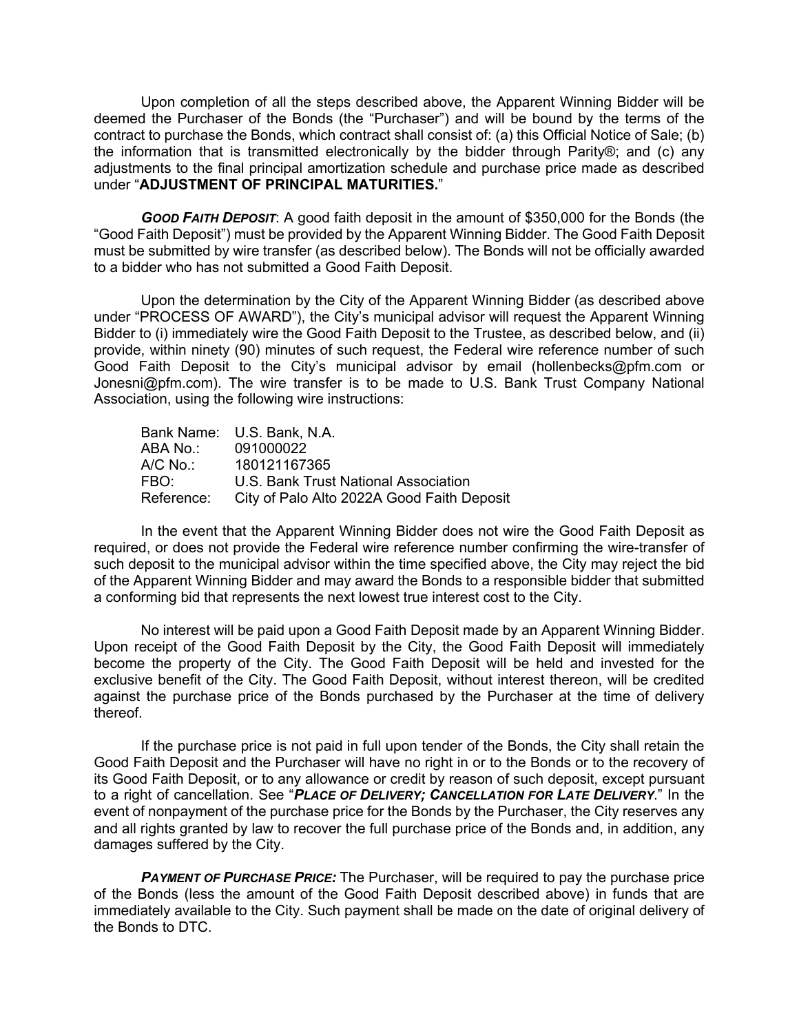Upon completion of all the steps described above, the Apparent Winning Bidder will be deemed the Purchaser of the Bonds (the "Purchaser") and will be bound by the terms of the contract to purchase the Bonds, which contract shall consist of: (a) this Official Notice of Sale; (b) the information that is transmitted electronically by the bidder through Parity®; and (c) any adjustments to the final principal amortization schedule and purchase price made as described under "**ADJUSTMENT OF PRINCIPAL MATURITIES.**"

***GOOD FAITH DEPOSIT***: A good faith deposit in the amount of $350,000 for the Bonds (the "Good Faith Deposit") must be provided by the Apparent Winning Bidder. The Good Faith Deposit must be submitted by wire transfer (as described below). The Bonds will not be officially awarded to a bidder who has not submitted a Good Faith Deposit.

Upon the determination by the City of the Apparent Winning Bidder (as described above under "PROCESS OF AWARD"), the City's municipal advisor will request the Apparent Winning Bidder to (i) immediately wire the Good Faith Deposit to the Trustee, as described below, and (ii) provide, within ninety (90) minutes of such request, the Federal wire reference number of such Good Faith Deposit to the City's municipal advisor by email (hollenbecks@pfm.com or Jonesni@pfm.com). The wire transfer is to be made to U.S. Bank Trust Company National Association, using the following wire instructions:

| | |
|---|---|
| Bank Name: | U.S. Bank, N.A. |
| ABA No.: | 091000022 |
| A/C No.: | 180121167365 |
| FBO: | U.S. Bank Trust National Association |
| Reference: | City of Palo Alto 2022A Good Faith Deposit |

In the event that the Apparent Winning Bidder does not wire the Good Faith Deposit as required, or does not provide the Federal wire reference number confirming the wire-transfer of such deposit to the municipal advisor within the time specified above, the City may reject the bid of the Apparent Winning Bidder and may award the Bonds to a responsible bidder that submitted a conforming bid that represents the next lowest true interest cost to the City.

No interest will be paid upon a Good Faith Deposit made by an Apparent Winning Bidder. Upon receipt of the Good Faith Deposit by the City, the Good Faith Deposit will immediately become the property of the City. The Good Faith Deposit will be held and invested for the exclusive benefit of the City. The Good Faith Deposit, without interest thereon, will be credited against the purchase price of the Bonds purchased by the Purchaser at the time of delivery thereof.

If the purchase price is not paid in full upon tender of the Bonds, the City shall retain the Good Faith Deposit and the Purchaser will have no right in or to the Bonds or to the recovery of its Good Faith Deposit, or to any allowance or credit by reason of such deposit, except pursuant to a right of cancellation. See "***PLACE OF DELIVERY; CANCELLATION FOR LATE DELIVERY***." In the event of nonpayment of the purchase price for the Bonds by the Purchaser, the City reserves any and all rights granted by law to recover the full purchase price of the Bonds and, in addition, any damages suffered by the City.

***PAYMENT OF PURCHASE PRICE:*** The Purchaser, will be required to pay the purchase price of the Bonds (less the amount of the Good Faith Deposit described above) in funds that are immediately available to the City. Such payment shall be made on the date of original delivery of the Bonds to DTC.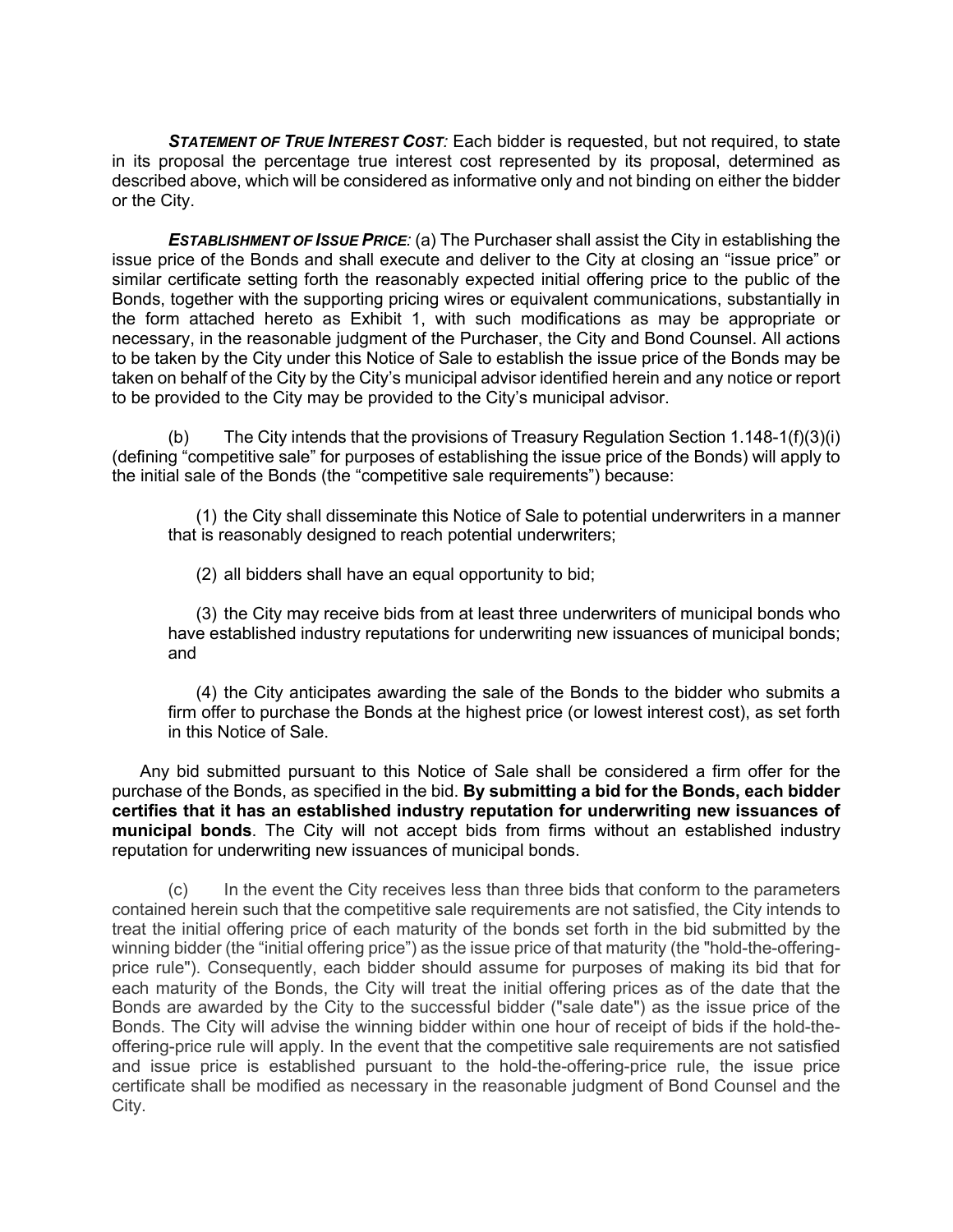***STATEMENT OF TRUE INTEREST COST:*** Each bidder is requested, but not required, to state in its proposal the percentage true interest cost represented by its proposal, determined as described above, which will be considered as informative only and not binding on either the bidder or the City.

***ESTABLISHMENT OF ISSUE PRICE:*** (a) The Purchaser shall assist the City in establishing the issue price of the Bonds and shall execute and deliver to the City at closing an "issue price" or similar certificate setting forth the reasonably expected initial offering price to the public of the Bonds, together with the supporting pricing wires or equivalent communications, substantially in the form attached hereto as Exhibit 1, with such modifications as may be appropriate or necessary, in the reasonable judgment of the Purchaser, the City and Bond Counsel. All actions to be taken by the City under this Notice of Sale to establish the issue price of the Bonds may be taken on behalf of the City by the City's municipal advisor identified herein and any notice or report to be provided to the City may be provided to the City's municipal advisor.

(b) The City intends that the provisions of Treasury Regulation Section 1.148-1(f)(3)(i) (defining "competitive sale" for purposes of establishing the issue price of the Bonds) will apply to the initial sale of the Bonds (the "competitive sale requirements") because:

(1) the City shall disseminate this Notice of Sale to potential underwriters in a manner that is reasonably designed to reach potential underwriters;

(2) all bidders shall have an equal opportunity to bid;

(3) the City may receive bids from at least three underwriters of municipal bonds who have established industry reputations for underwriting new issuances of municipal bonds; and

(4) the City anticipates awarding the sale of the Bonds to the bidder who submits a firm offer to purchase the Bonds at the highest price (or lowest interest cost), as set forth in this Notice of Sale.

Any bid submitted pursuant to this Notice of Sale shall be considered a firm offer for the purchase of the Bonds, as specified in the bid. **By submitting a bid for the Bonds, each bidder certifies that it has an established industry reputation for underwriting new issuances of municipal bonds**. The City will not accept bids from firms without an established industry reputation for underwriting new issuances of municipal bonds.

(c) In the event the City receives less than three bids that conform to the parameters contained herein such that the competitive sale requirements are not satisfied, the City intends to treat the initial offering price of each maturity of the bonds set forth in the bid submitted by the winning bidder (the "initial offering price") as the issue price of that maturity (the "hold-the-offering-price rule"). Consequently, each bidder should assume for purposes of making its bid that for each maturity of the Bonds, the City will treat the initial offering prices as of the date that the Bonds are awarded by the City to the successful bidder ("sale date") as the issue price of the Bonds. The City will advise the winning bidder within one hour of receipt of bids if the hold-the-offering-price rule will apply. In the event that the competitive sale requirements are not satisfied and issue price is established pursuant to the hold-the-offering-price rule, the issue price certificate shall be modified as necessary in the reasonable judgment of Bond Counsel and the City.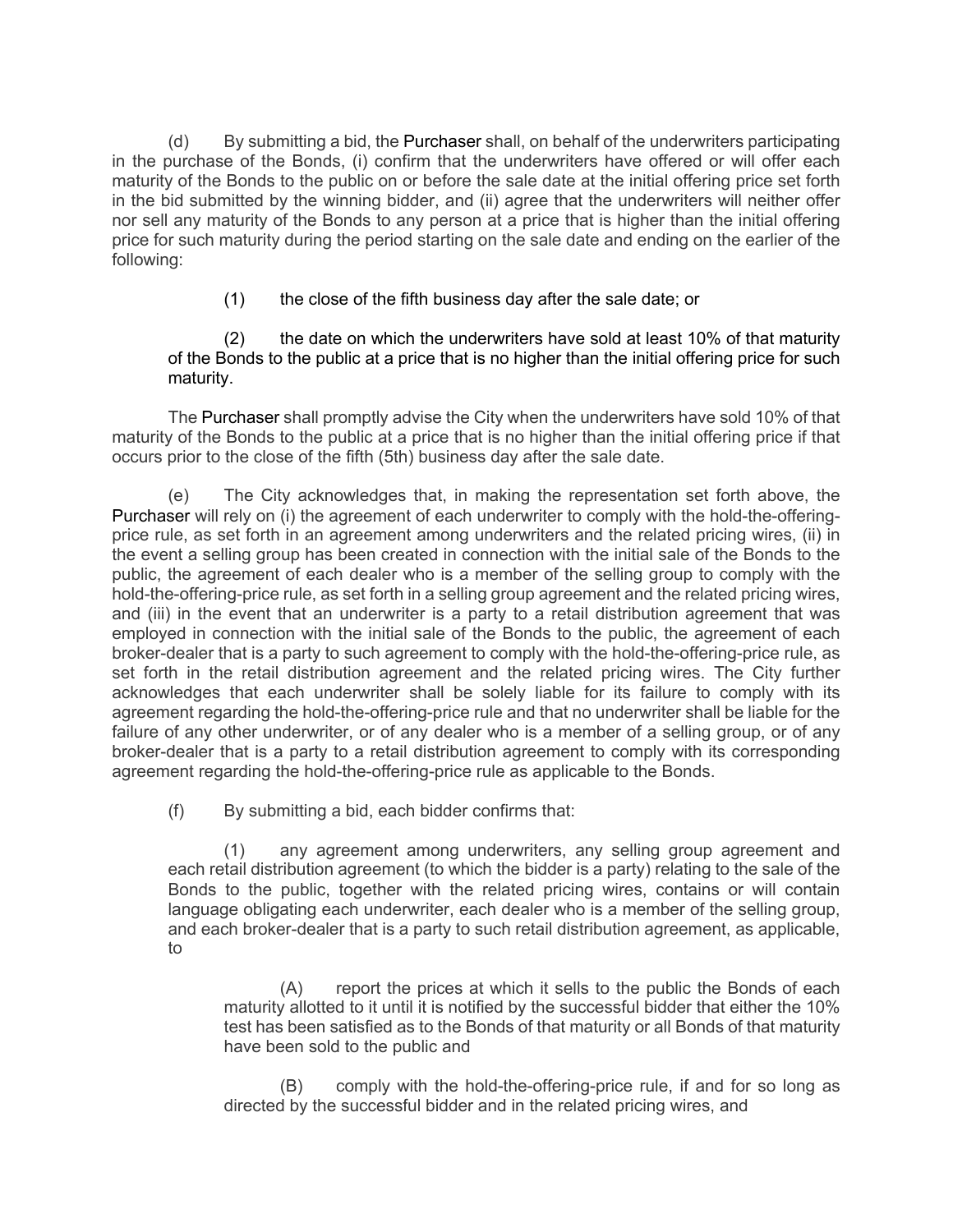(d) By submitting a bid, the Purchaser shall, on behalf of the underwriters participating in the purchase of the Bonds, (i) confirm that the underwriters have offered or will offer each maturity of the Bonds to the public on or before the sale date at the initial offering price set forth in the bid submitted by the winning bidder, and (ii) agree that the underwriters will neither offer nor sell any maturity of the Bonds to any person at a price that is higher than the initial offering price for such maturity during the period starting on the sale date and ending on the earlier of the following:

> (1) the close of the fifth business day after the sale date; or
>
> (2) the date on which the underwriters have sold at least 10% of that maturity of the Bonds to the public at a price that is no higher than the initial offering price for such maturity.

The Purchaser shall promptly advise the City when the underwriters have sold 10% of that maturity of the Bonds to the public at a price that is no higher than the initial offering price if that occurs prior to the close of the fifth (5th) business day after the sale date.

(e) The City acknowledges that, in making the representation set forth above, the Purchaser will rely on (i) the agreement of each underwriter to comply with the hold-the-offering-price rule, as set forth in an agreement among underwriters and the related pricing wires, (ii) in the event a selling group has been created in connection with the initial sale of the Bonds to the public, the agreement of each dealer who is a member of the selling group to comply with the hold-the-offering-price rule, as set forth in a selling group agreement and the related pricing wires, and (iii) in the event that an underwriter is a party to a retail distribution agreement that was employed in connection with the initial sale of the Bonds to the public, the agreement of each broker-dealer that is a party to such agreement to comply with the hold-the-offering-price rule, as set forth in the retail distribution agreement and the related pricing wires. The City further acknowledges that each underwriter shall be solely liable for its failure to comply with its agreement regarding the hold-the-offering-price rule and that no underwriter shall be liable for the failure of any other underwriter, or of any dealer who is a member of a selling group, or of any broker-dealer that is a party to a retail distribution agreement to comply with its corresponding agreement regarding the hold-the-offering-price rule as applicable to the Bonds.

(f) By submitting a bid, each bidder confirms that:

> (1) any agreement among underwriters, any selling group agreement and each retail distribution agreement (to which the bidder is a party) relating to the sale of the Bonds to the public, together with the related pricing wires, contains or will contain language obligating each underwriter, each dealer who is a member of the selling group, and each broker-dealer that is a party to such retail distribution agreement, as applicable, to
>
> > (A) report the prices at which it sells to the public the Bonds of each maturity allotted to it until it is notified by the successful bidder that either the 10% test has been satisfied as to the Bonds of that maturity or all Bonds of that maturity have been sold to the public and
> >
> > (B) comply with the hold-the-offering-price rule, if and for so long as directed by the successful bidder and in the related pricing wires, and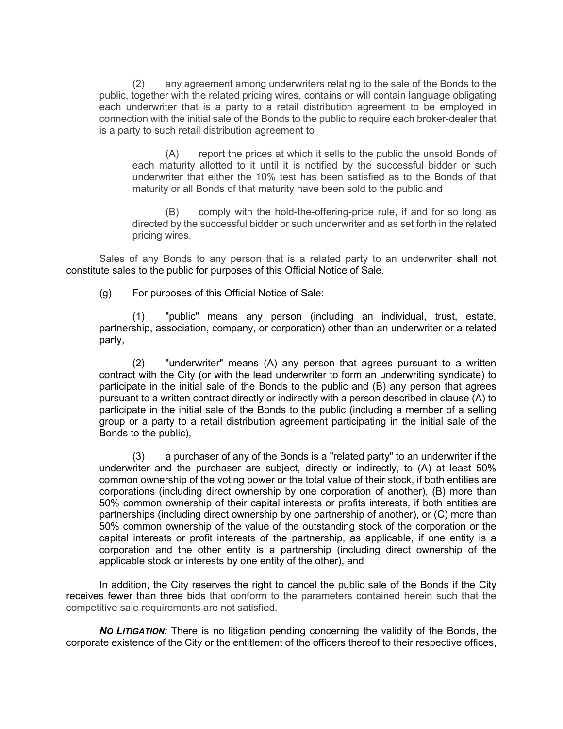(2) any agreement among underwriters relating to the sale of the Bonds to the public, together with the related pricing wires, contains or will contain language obligating each underwriter that is a party to a retail distribution agreement to be employed in connection with the initial sale of the Bonds to the public to require each broker-dealer that is a party to such retail distribution agreement to

(A) report the prices at which it sells to the public the unsold Bonds of each maturity allotted to it until it is notified by the successful bidder or such underwriter that either the 10% test has been satisfied as to the Bonds of that maturity or all Bonds of that maturity have been sold to the public and

(B) comply with the hold-the-offering-price rule, if and for so long as directed by the successful bidder or such underwriter and as set forth in the related pricing wires.

Sales of any Bonds to any person that is a related party to an underwriter shall not constitute sales to the public for purposes of this Official Notice of Sale.

(g) For purposes of this Official Notice of Sale:

(1) "public" means any person (including an individual, trust, estate, partnership, association, company, or corporation) other than an underwriter or a related party,

(2) "underwriter" means (A) any person that agrees pursuant to a written contract with the City (or with the lead underwriter to form an underwriting syndicate) to participate in the initial sale of the Bonds to the public and (B) any person that agrees pursuant to a written contract directly or indirectly with a person described in clause (A) to participate in the initial sale of the Bonds to the public (including a member of a selling group or a party to a retail distribution agreement participating in the initial sale of the Bonds to the public),

(3) a purchaser of any of the Bonds is a "related party" to an underwriter if the underwriter and the purchaser are subject, directly or indirectly, to (A) at least 50% common ownership of the voting power or the total value of their stock, if both entities are corporations (including direct ownership by one corporation of another), (B) more than 50% common ownership of their capital interests or profits interests, if both entities are partnerships (including direct ownership by one partnership of another), or (C) more than 50% common ownership of the value of the outstanding stock of the corporation or the capital interests or profit interests of the partnership, as applicable, if one entity is a corporation and the other entity is a partnership (including direct ownership of the applicable stock or interests by one entity of the other), and

In addition, the City reserves the right to cancel the public sale of the Bonds if the City receives fewer than three bids that conform to the parameters contained herein such that the competitive sale requirements are not satisfied.

***NO LITIGATION:*** There is no litigation pending concerning the validity of the Bonds, the corporate existence of the City or the entitlement of the officers thereof to their respective offices,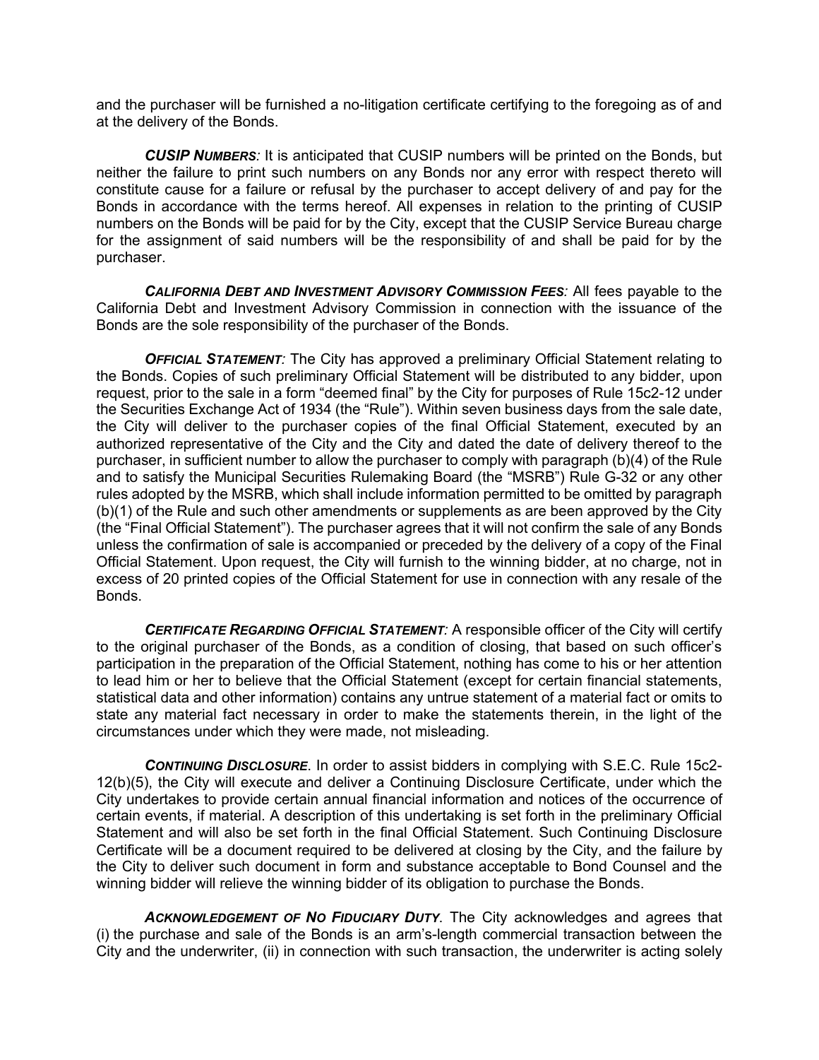and the purchaser will be furnished a no-litigation certificate certifying to the foregoing as of and at the delivery of the Bonds.

***CUSIP NUMBERS:*** It is anticipated that CUSIP numbers will be printed on the Bonds, but neither the failure to print such numbers on any Bonds nor any error with respect thereto will constitute cause for a failure or refusal by the purchaser to accept delivery of and pay for the Bonds in accordance with the terms hereof. All expenses in relation to the printing of CUSIP numbers on the Bonds will be paid for by the City, except that the CUSIP Service Bureau charge for the assignment of said numbers will be the responsibility of and shall be paid for by the purchaser.

***CALIFORNIA DEBT AND INVESTMENT ADVISORY COMMISSION FEES:*** All fees payable to the California Debt and Investment Advisory Commission in connection with the issuance of the Bonds are the sole responsibility of the purchaser of the Bonds.

***OFFICIAL STATEMENT:*** The City has approved a preliminary Official Statement relating to the Bonds. Copies of such preliminary Official Statement will be distributed to any bidder, upon request, prior to the sale in a form "deemed final" by the City for purposes of Rule 15c2-12 under the Securities Exchange Act of 1934 (the "Rule"). Within seven business days from the sale date, the City will deliver to the purchaser copies of the final Official Statement, executed by an authorized representative of the City and the City and dated the date of delivery thereof to the purchaser, in sufficient number to allow the purchaser to comply with paragraph (b)(4) of the Rule and to satisfy the Municipal Securities Rulemaking Board (the "MSRB") Rule G-32 or any other rules adopted by the MSRB, which shall include information permitted to be omitted by paragraph (b)(1) of the Rule and such other amendments or supplements as are been approved by the City (the "Final Official Statement"). The purchaser agrees that it will not confirm the sale of any Bonds unless the confirmation of sale is accompanied or preceded by the delivery of a copy of the Final Official Statement. Upon request, the City will furnish to the winning bidder, at no charge, not in excess of 20 printed copies of the Official Statement for use in connection with any resale of the Bonds.

***CERTIFICATE REGARDING OFFICIAL STATEMENT:*** A responsible officer of the City will certify to the original purchaser of the Bonds, as a condition of closing, that based on such officer's participation in the preparation of the Official Statement, nothing has come to his or her attention to lead him or her to believe that the Official Statement (except for certain financial statements, statistical data and other information) contains any untrue statement of a material fact or omits to state any material fact necessary in order to make the statements therein, in the light of the circumstances under which they were made, not misleading.

***CONTINUING DISCLOSURE***. In order to assist bidders in complying with S.E.C. Rule 15c2-12(b)(5), the City will execute and deliver a Continuing Disclosure Certificate, under which the City undertakes to provide certain annual financial information and notices of the occurrence of certain events, if material. A description of this undertaking is set forth in the preliminary Official Statement and will also be set forth in the final Official Statement. Such Continuing Disclosure Certificate will be a document required to be delivered at closing by the City, and the failure by the City to deliver such document in form and substance acceptable to Bond Counsel and the winning bidder will relieve the winning bidder of its obligation to purchase the Bonds.

***ACKNOWLEDGEMENT OF NO FIDUCIARY DUTY***. The City acknowledges and agrees that (i) the purchase and sale of the Bonds is an arm's-length commercial transaction between the City and the underwriter, (ii) in connection with such transaction, the underwriter is acting solely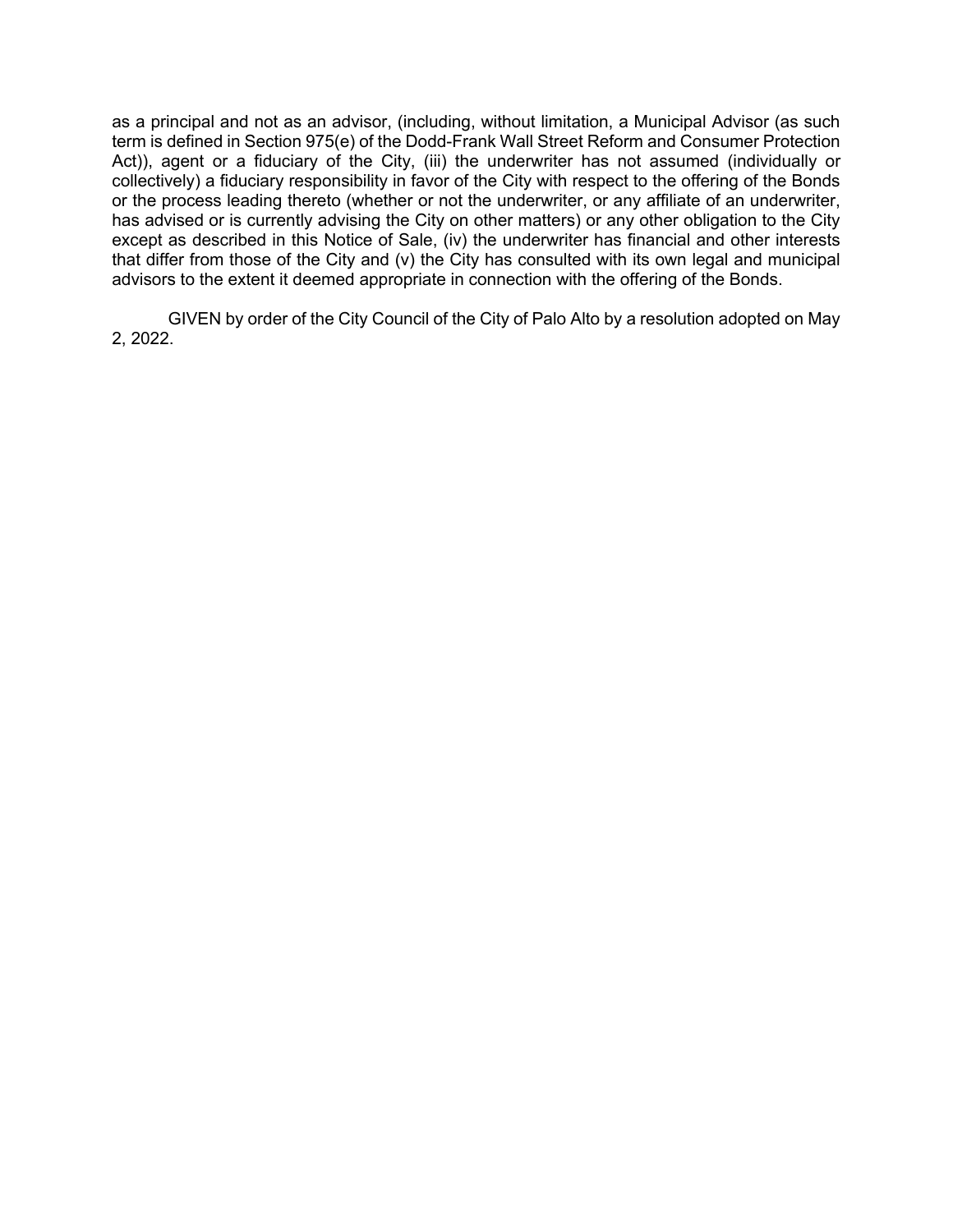as a principal and not as an advisor, (including, without limitation, a Municipal Advisor (as such term is defined in Section 975(e) of the Dodd-Frank Wall Street Reform and Consumer Protection Act)), agent or a fiduciary of the City, (iii) the underwriter has not assumed (individually or collectively) a fiduciary responsibility in favor of the City with respect to the offering of the Bonds or the process leading thereto (whether or not the underwriter, or any affiliate of an underwriter, has advised or is currently advising the City on other matters) or any other obligation to the City except as described in this Notice of Sale, (iv) the underwriter has financial and other interests that differ from those of the City and (v) the City has consulted with its own legal and municipal advisors to the extent it deemed appropriate in connection with the offering of the Bonds.

GIVEN by order of the City Council of the City of Palo Alto by a resolution adopted on May 2, 2022.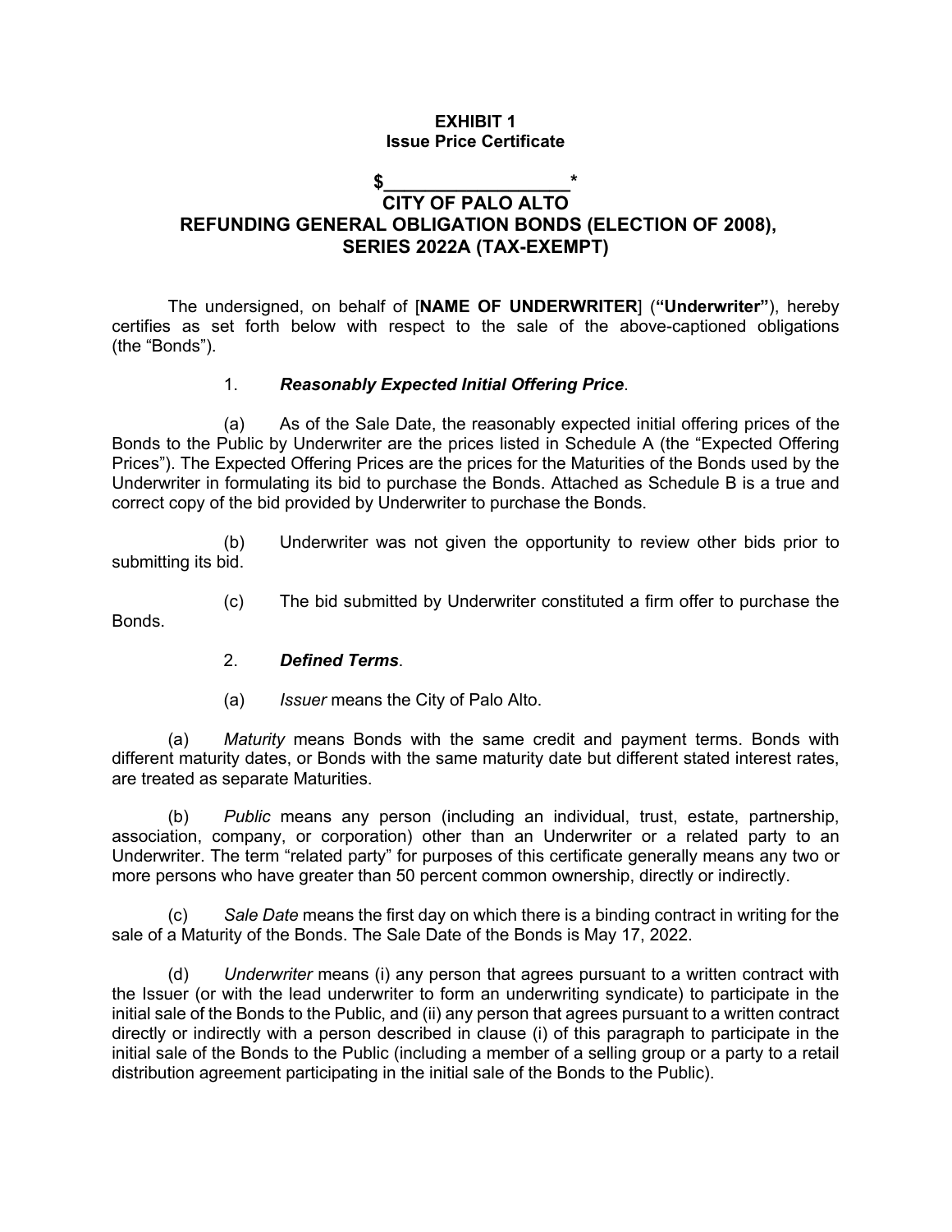**EXHIBIT 1**
**Issue Price Certificate**

**$\_\_\_\_\_\_\_\_\_\_\_\_\_\_\_\_\_\_\_\_*
CITY OF PALO ALTO
REFUNDING GENERAL OBLIGATION BONDS (ELECTION OF 2008),
SERIES 2022A (TAX-EXEMPT)**

The undersigned, on behalf of [**NAME OF UNDERWRITER**] (**"Underwriter"**), hereby certifies as set forth below with respect to the sale of the above-captioned obligations (the "Bonds").

1. ***Reasonably Expected Initial Offering Price***.

(a) As of the Sale Date, the reasonably expected initial offering prices of the Bonds to the Public by Underwriter are the prices listed in Schedule A (the "Expected Offering Prices"). The Expected Offering Prices are the prices for the Maturities of the Bonds used by the Underwriter in formulating its bid to purchase the Bonds. Attached as Schedule B is a true and correct copy of the bid provided by Underwriter to purchase the Bonds.

(b) Underwriter was not given the opportunity to review other bids prior to submitting its bid.

(c) The bid submitted by Underwriter constituted a firm offer to purchase the Bonds.

2. ***Defined Terms***.

(a) *Issuer* means the City of Palo Alto.

(a) *Maturity* means Bonds with the same credit and payment terms. Bonds with different maturity dates, or Bonds with the same maturity date but different stated interest rates, are treated as separate Maturities.

(b) *Public* means any person (including an individual, trust, estate, partnership, association, company, or corporation) other than an Underwriter or a related party to an Underwriter. The term "related party" for purposes of this certificate generally means any two or more persons who have greater than 50 percent common ownership, directly or indirectly.

(c) *Sale Date* means the first day on which there is a binding contract in writing for the sale of a Maturity of the Bonds. The Sale Date of the Bonds is May 17, 2022.

(d) *Underwriter* means (i) any person that agrees pursuant to a written contract with the Issuer (or with the lead underwriter to form an underwriting syndicate) to participate in the initial sale of the Bonds to the Public, and (ii) any person that agrees pursuant to a written contract directly or indirectly with a person described in clause (i) of this paragraph to participate in the initial sale of the Bonds to the Public (including a member of a selling group or a party to a retail distribution agreement participating in the initial sale of the Bonds to the Public).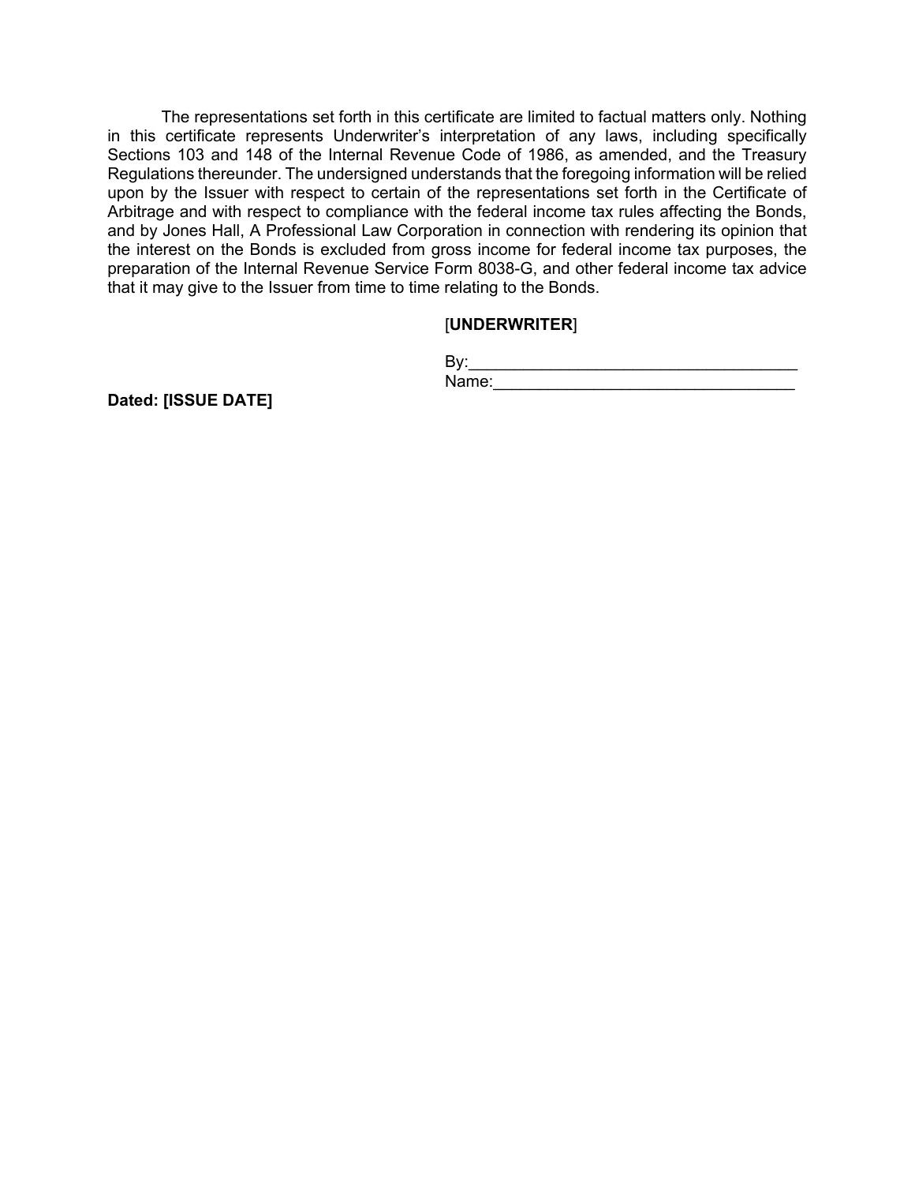The representations set forth in this certificate are limited to factual matters only. Nothing in this certificate represents Underwriter's interpretation of any laws, including specifically Sections 103 and 148 of the Internal Revenue Code of 1986, as amended, and the Treasury Regulations thereunder. The undersigned understands that the foregoing information will be relied upon by the Issuer with respect to certain of the representations set forth in the Certificate of Arbitrage and with respect to compliance with the federal income tax rules affecting the Bonds, and by Jones Hall, A Professional Law Corporation in connection with rendering its opinion that the interest on the Bonds is excluded from gross income for federal income tax purposes, the preparation of the Internal Revenue Service Form 8038-G, and other federal income tax advice that it may give to the Issuer from time to time relating to the Bonds.

[**UNDERWRITER**]

By:\_\_\_\_\_\_\_\_\_\_\_\_\_\_\_\_\_\_\_\_\_\_\_\_\_\_\_\_\_\_\_\_\_\_\_\_
Name:\_\_\_\_\_\_\_\_\_\_\_\_\_\_\_\_\_\_\_\_\_\_\_\_\_\_\_\_\_\_\_\_\_

**Dated: [ISSUE DATE]**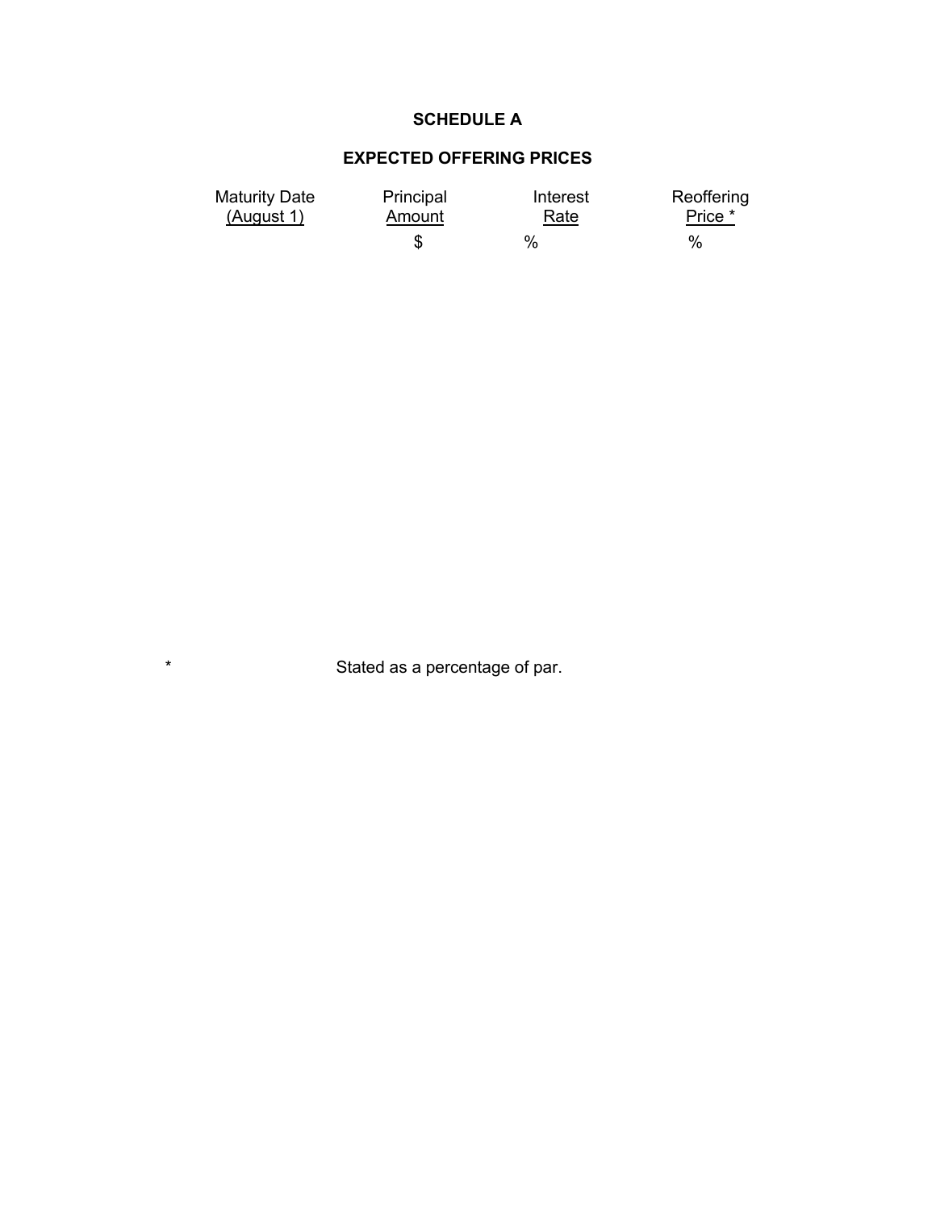# SCHEDULE A

## EXPECTED OFFERING PRICES

| Maturity Date (August 1) | Principal Amount | Interest Rate | Reoffering Price * |
|---|---|---|---|
| | $ | % | % |

* Stated as a percentage of par.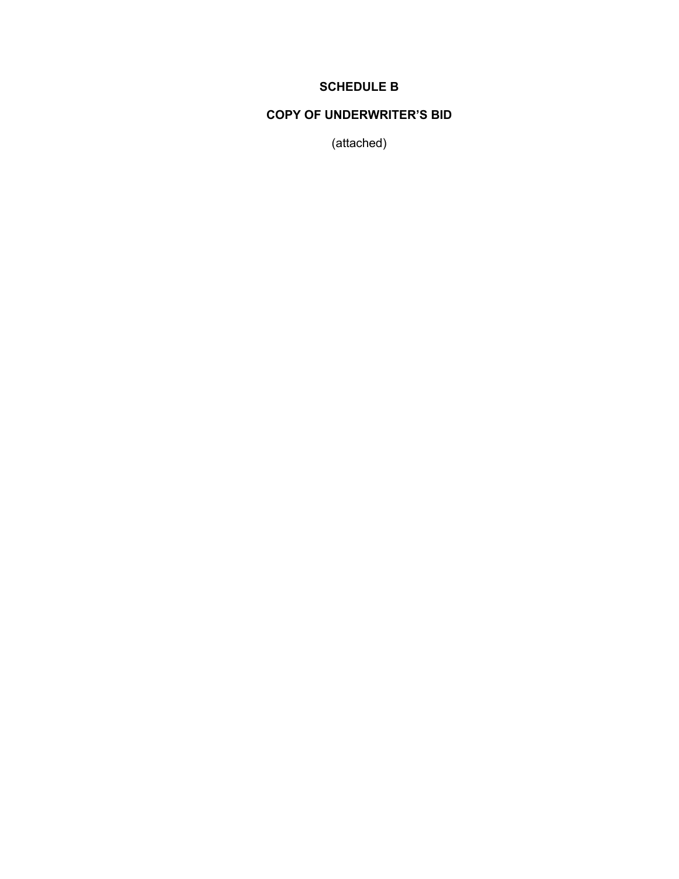## SCHEDULE B

## COPY OF UNDERWRITER'S BID

(attached)